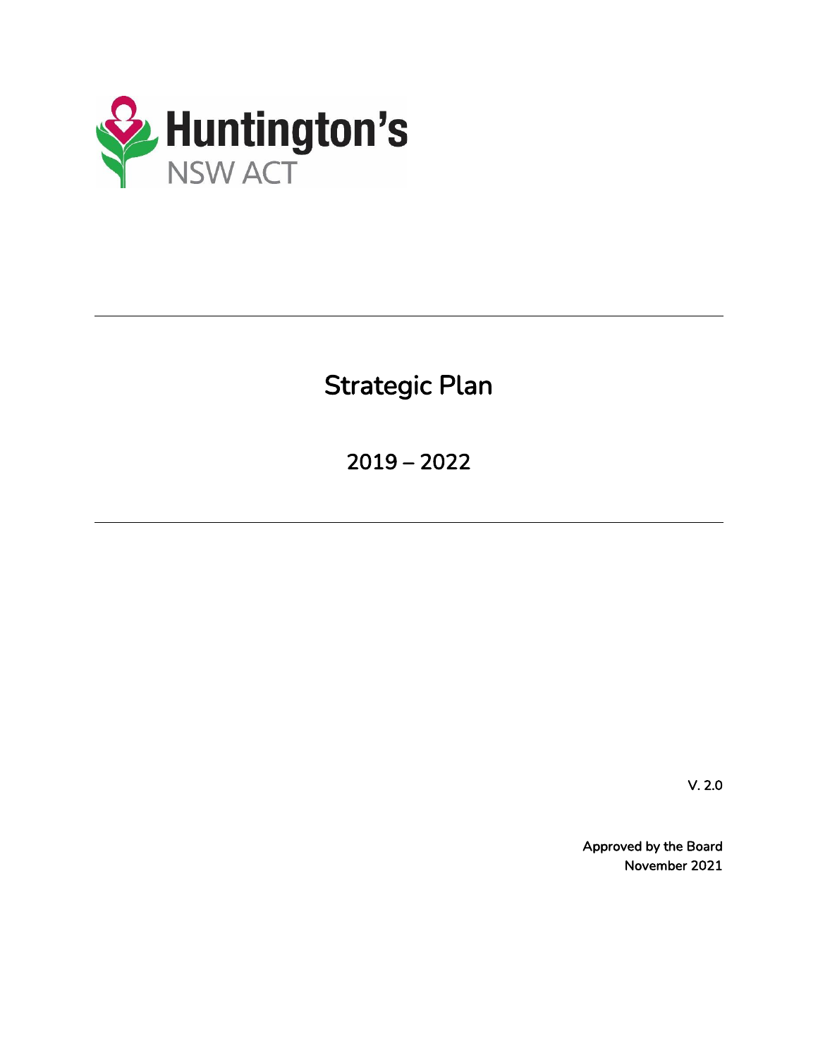Huntington's
NSW ACT

---

# Strategic Plan

## 2019 – 2022

---

V. 2.0

**Approved by the Board**
**November 2021**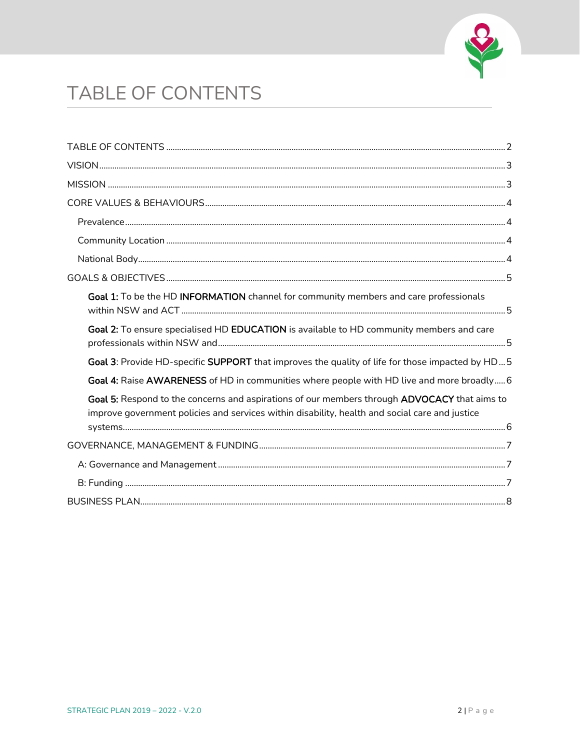# TABLE OF CONTENTS

TABLE OF CONTENTS ........ 2

VISION ........ 3

MISSION ........ 3

CORE VALUES & BEHAVIOURS ........ 4

- Prevalence ........ 4
- Community Location ........ 4
- National Body ........ 4

GOALS & OBJECTIVES ........ 5

- **Goal 1:** To be the HD **INFORMATION** channel for community members and care professionals within NSW and ACT ........ 5
- **Goal 2:** To ensure specialised HD **EDUCATION** is available to HD community members and care professionals within NSW and ........ 5
- **Goal 3**: Provide HD-specific **SUPPORT** that improves the quality of life for those impacted by HD ........ 5
- **Goal 4:** Raise **AWARENESS** of HD in communities where people with HD live and more broadly ........ 6
- **Goal 5:** Respond to the concerns and aspirations of our members through **ADVOCACY** that aims to improve government policies and services within disability, health and social care and justice systems ........ 6

GOVERNANCE, MANAGEMENT & FUNDING ........ 7

- A: Governance and Management ........ 7
- B: Funding ........ 7

BUSINESS PLAN ........ 8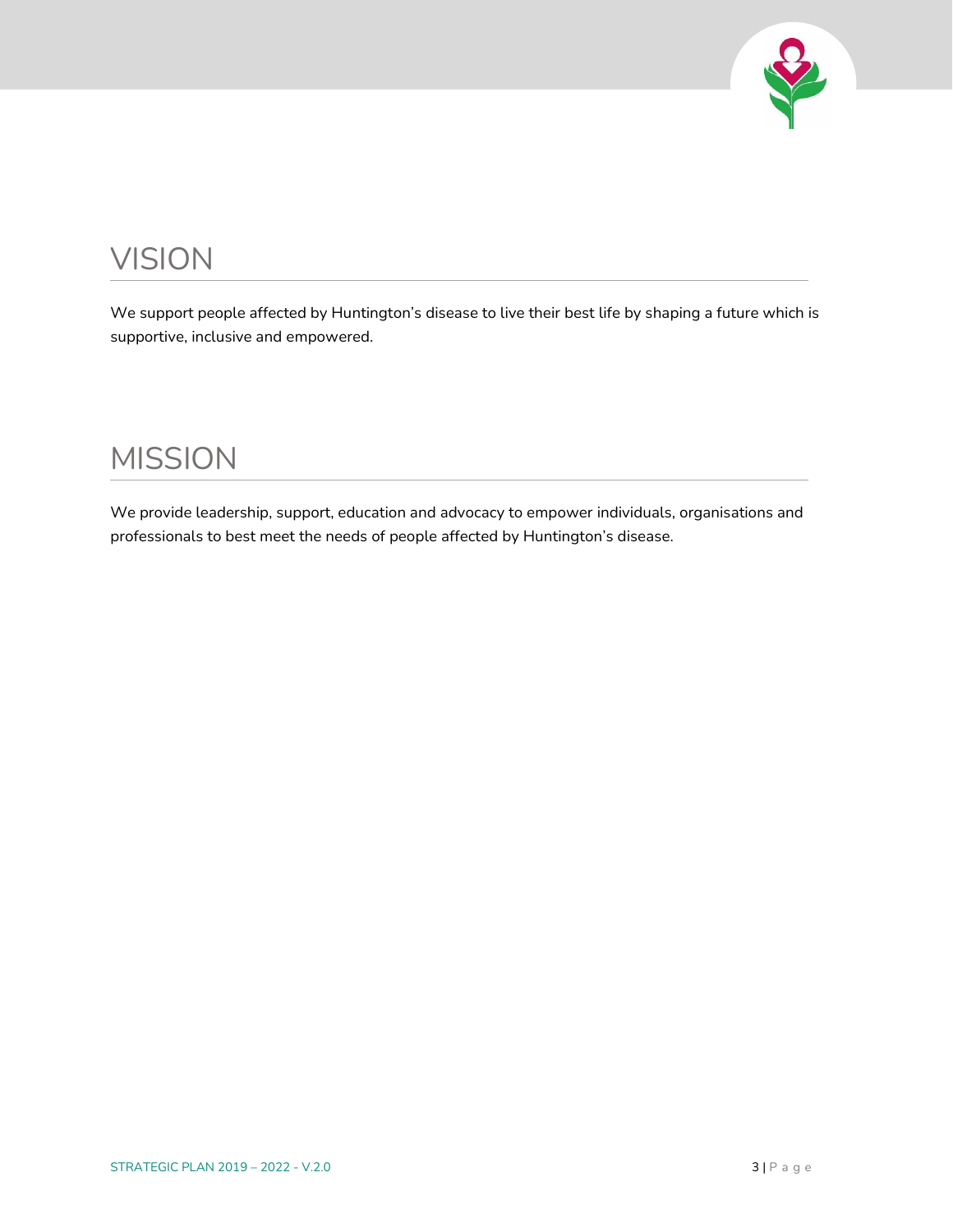# VISION

We support people affected by Huntington's disease to live their best life by shaping a future which is supportive, inclusive and empowered.

# MISSION

We provide leadership, support, education and advocacy to empower individuals, organisations and professionals to best meet the needs of people affected by Huntington's disease.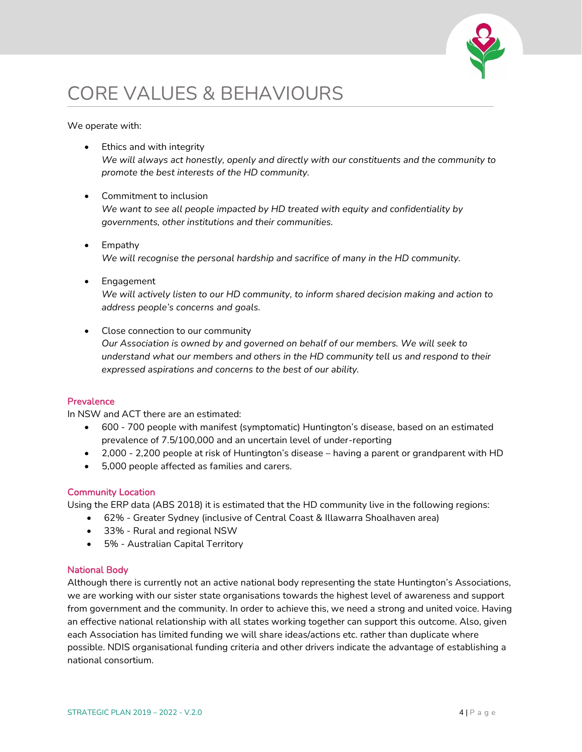# CORE VALUES & BEHAVIOURS

We operate with:

- Ethics and with integrity
  *We will always act honestly, openly and directly with our constituents and the community to promote the best interests of the HD community.*

- Commitment to inclusion
  *We want to see all people impacted by HD treated with equity and confidentiality by governments, other institutions and their communities.*

- Empathy
  *We will recognise the personal hardship and sacrifice of many in the HD community.*

- Engagement
  *We will actively listen to our HD community, to inform shared decision making and action to address people's concerns and goals.*

- Close connection to our community
  *Our Association is owned by and governed on behalf of our members. We will seek to understand what our members and others in the HD community tell us and respond to their expressed aspirations and concerns to the best of our ability.*

## Prevalence

In NSW and ACT there are an estimated:

- 600 - 700 people with manifest (symptomatic) Huntington's disease, based on an estimated prevalence of 7.5/100,000 and an uncertain level of under-reporting
- 2,000 - 2,200 people at risk of Huntington's disease – having a parent or grandparent with HD
- 5,000 people affected as families and carers.

## Community Location

Using the ERP data (ABS 2018) it is estimated that the HD community live in the following regions:

- 62% - Greater Sydney (inclusive of Central Coast & Illawarra Shoalhaven area)
- 33% - Rural and regional NSW
- 5% - Australian Capital Territory

## National Body

Although there is currently not an active national body representing the state Huntington's Associations, we are working with our sister state organisations towards the highest level of awareness and support from government and the community. In order to achieve this, we need a strong and united voice. Having an effective national relationship with all states working together can support this outcome. Also, given each Association has limited funding we will share ideas/actions etc. rather than duplicate where possible. NDIS organisational funding criteria and other drivers indicate the advantage of establishing a national consortium.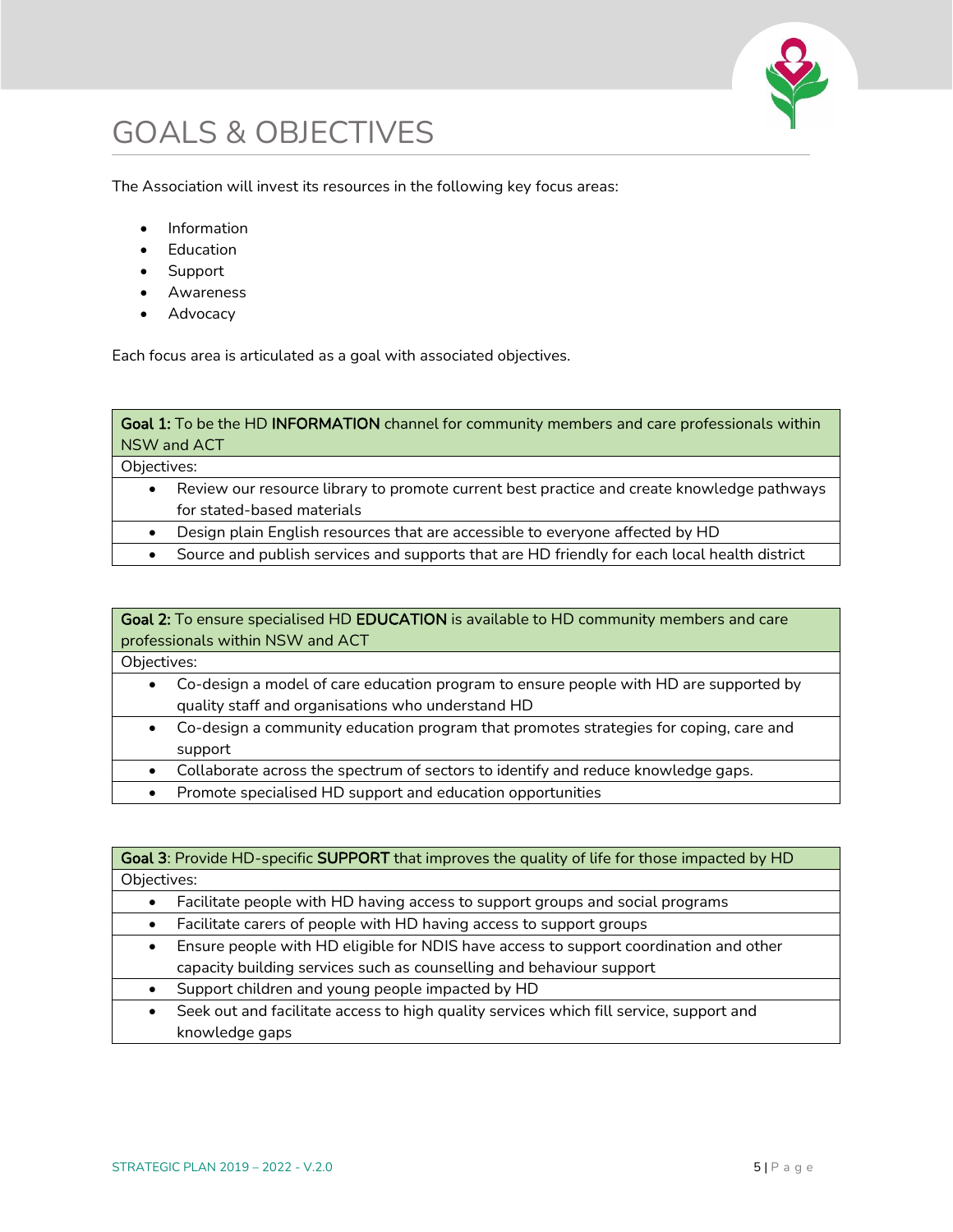# GOALS & OBJECTIVES

The Association will invest its resources in the following key focus areas:

- Information
- Education
- Support
- Awareness
- Advocacy

Each focus area is articulated as a goal with associated objectives.

| **Goal 1:** To be the HD **INFORMATION** channel for community members and care professionals within NSW and ACT |
|---|
| Objectives: |
| • Review our resource library to promote current best practice and create knowledge pathways for stated-based materials |
| • Design plain English resources that are accessible to everyone affected by HD |
| • Source and publish services and supports that are HD friendly for each local health district |

| **Goal 2:** To ensure specialised HD **EDUCATION** is available to HD community members and care professionals within NSW and ACT |
|---|
| Objectives: |
| • Co-design a model of care education program to ensure people with HD are supported by quality staff and organisations who understand HD |
| • Co-design a community education program that promotes strategies for coping, care and support |
| • Collaborate across the spectrum of sectors to identify and reduce knowledge gaps. |
| • Promote specialised HD support and education opportunities |

| **Goal 3**: Provide HD-specific **SUPPORT** that improves the quality of life for those impacted by HD |
|---|
| Objectives: |
| • Facilitate people with HD having access to support groups and social programs |
| • Facilitate carers of people with HD having access to support groups |
| • Ensure people with HD eligible for NDIS have access to support coordination and other capacity building services such as counselling and behaviour support |
| • Support children and young people impacted by HD |
| • Seek out and facilitate access to high quality services which fill service, support and knowledge gaps |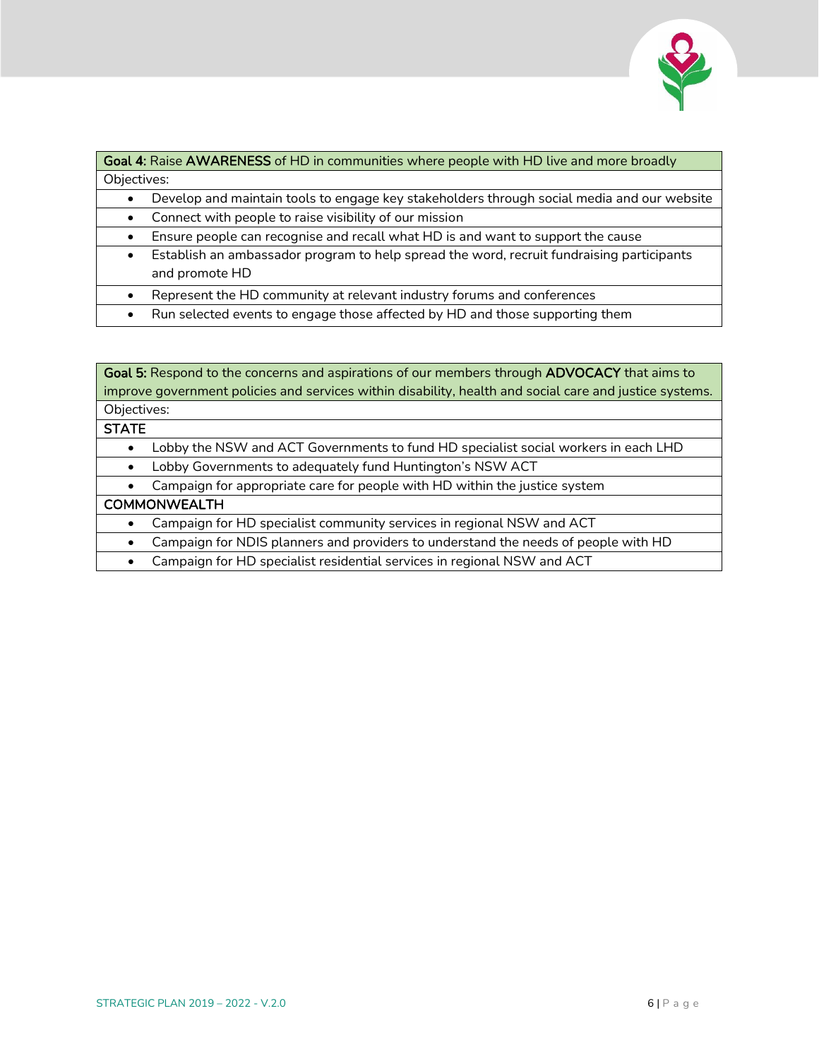**Goal 4:** Raise **AWARENESS** of HD in communities where people with HD live and more broadly

Objectives:

- Develop and maintain tools to engage key stakeholders through social media and our website
- Connect with people to raise visibility of our mission
- Ensure people can recognise and recall what HD is and want to support the cause
- Establish an ambassador program to help spread the word, recruit fundraising participants and promote HD
- Represent the HD community at relevant industry forums and conferences
- Run selected events to engage those affected by HD and those supporting them

**Goal 5:** Respond to the concerns and aspirations of our members through **ADVOCACY** that aims to improve government policies and services within disability, health and social care and justice systems.

Objectives:

STATE

- Lobby the NSW and ACT Governments to fund HD specialist social workers in each LHD
- Lobby Governments to adequately fund Huntington's NSW ACT
- Campaign for appropriate care for people with HD within the justice system

COMMONWEALTH

- Campaign for HD specialist community services in regional NSW and ACT
- Campaign for NDIS planners and providers to understand the needs of people with HD
- Campaign for HD specialist residential services in regional NSW and ACT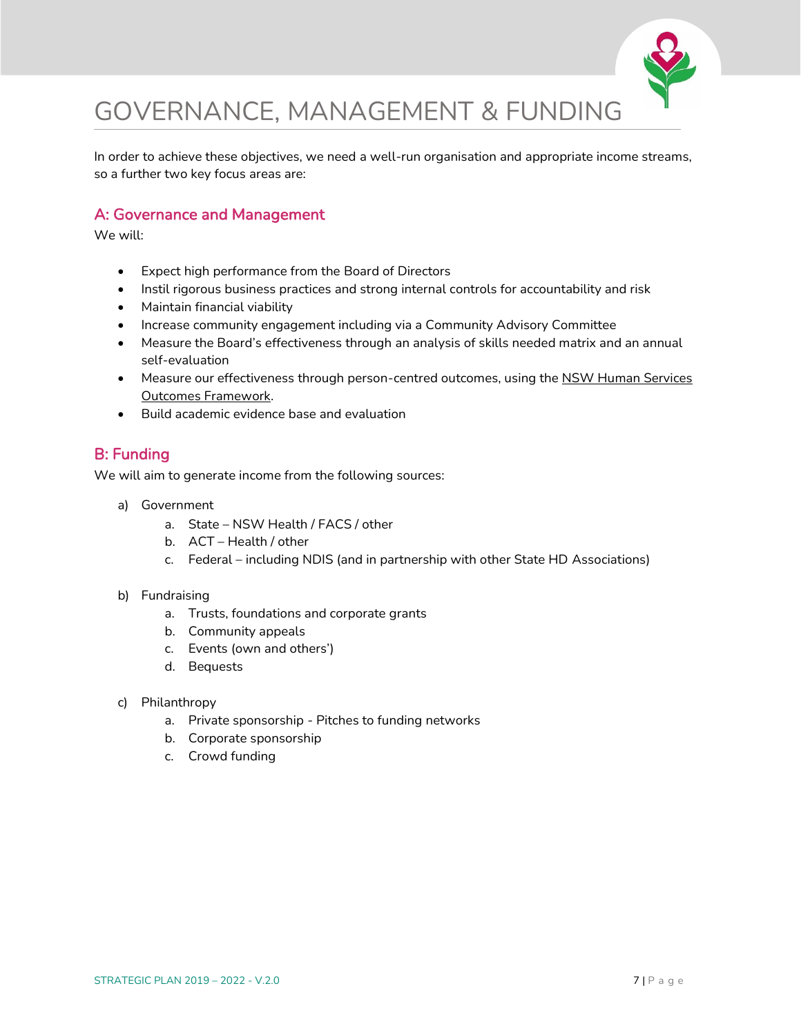# GOVERNANCE, MANAGEMENT & FUNDING

In order to achieve these objectives, we need a well-run organisation and appropriate income streams, so a further two key focus areas are:

## A: Governance and Management

We will:

- Expect high performance from the Board of Directors
- Instil rigorous business practices and strong internal controls for accountability and risk
- Maintain financial viability
- Increase community engagement including via a Community Advisory Committee
- Measure the Board's effectiveness through an analysis of skills needed matrix and an annual self-evaluation
- Measure our effectiveness through person-centred outcomes, using the NSW Human Services Outcomes Framework.
- Build academic evidence base and evaluation

## B: Funding

We will aim to generate income from the following sources:

a) Government
   a. State – NSW Health / FACS / other
   b. ACT – Health / other
   c. Federal – including NDIS (and in partnership with other State HD Associations)

b) Fundraising
   a. Trusts, foundations and corporate grants
   b. Community appeals
   c. Events (own and others')
   d. Bequests

c) Philanthropy
   a. Private sponsorship - Pitches to funding networks
   b. Corporate sponsorship
   c. Crowd funding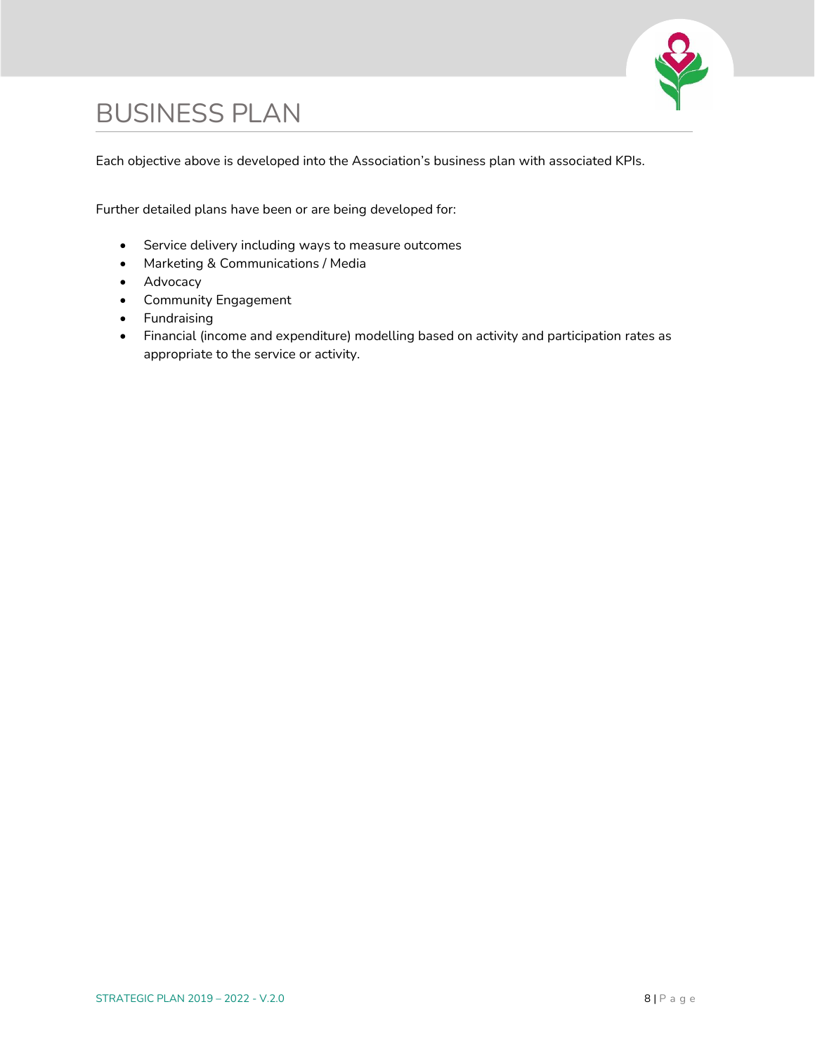# BUSINESS PLAN

Each objective above is developed into the Association's business plan with associated KPIs.

Further detailed plans have been or are being developed for:

- Service delivery including ways to measure outcomes
- Marketing & Communications / Media
- Advocacy
- Community Engagement
- Fundraising
- Financial (income and expenditure) modelling based on activity and participation rates as appropriate to the service or activity.